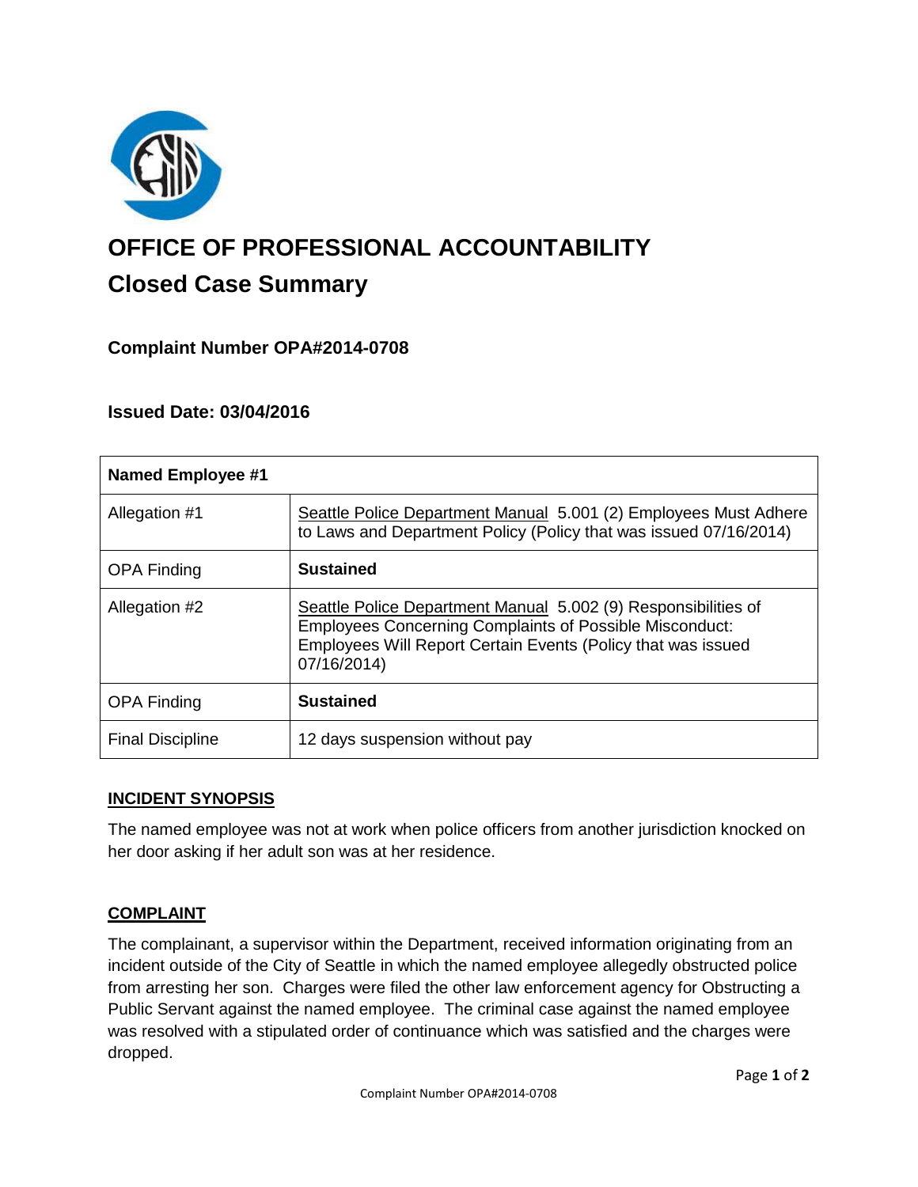# OFFICE OF PROFESSIONAL ACCOUNTABILITY

## Closed Case Summary

### Complaint Number OPA#2014-0708

### Issued Date: 03/04/2016

| **Named Employee #1** | |
|---|---|
| Allegation #1 | Seattle Police Department Manual 5.001 (2) Employees Must Adhere to Laws and Department Policy (Policy that was issued 07/16/2014) |
| OPA Finding | **Sustained** |
| Allegation #2 | Seattle Police Department Manual 5.002 (9) Responsibilities of Employees Concerning Complaints of Possible Misconduct: Employees Will Report Certain Events (Policy that was issued 07/16/2014) |
| OPA Finding | **Sustained** |
| Final Discipline | 12 days suspension without pay |

## INCIDENT SYNOPSIS

The named employee was not at work when police officers from another jurisdiction knocked on her door asking if her adult son was at her residence.

## COMPLAINT

The complainant, a supervisor within the Department, received information originating from an incident outside of the City of Seattle in which the named employee allegedly obstructed police from arresting her son. Charges were filed the other law enforcement agency for Obstructing a Public Servant against the named employee. The criminal case against the named employee was resolved with a stipulated order of continuance which was satisfied and the charges were dropped.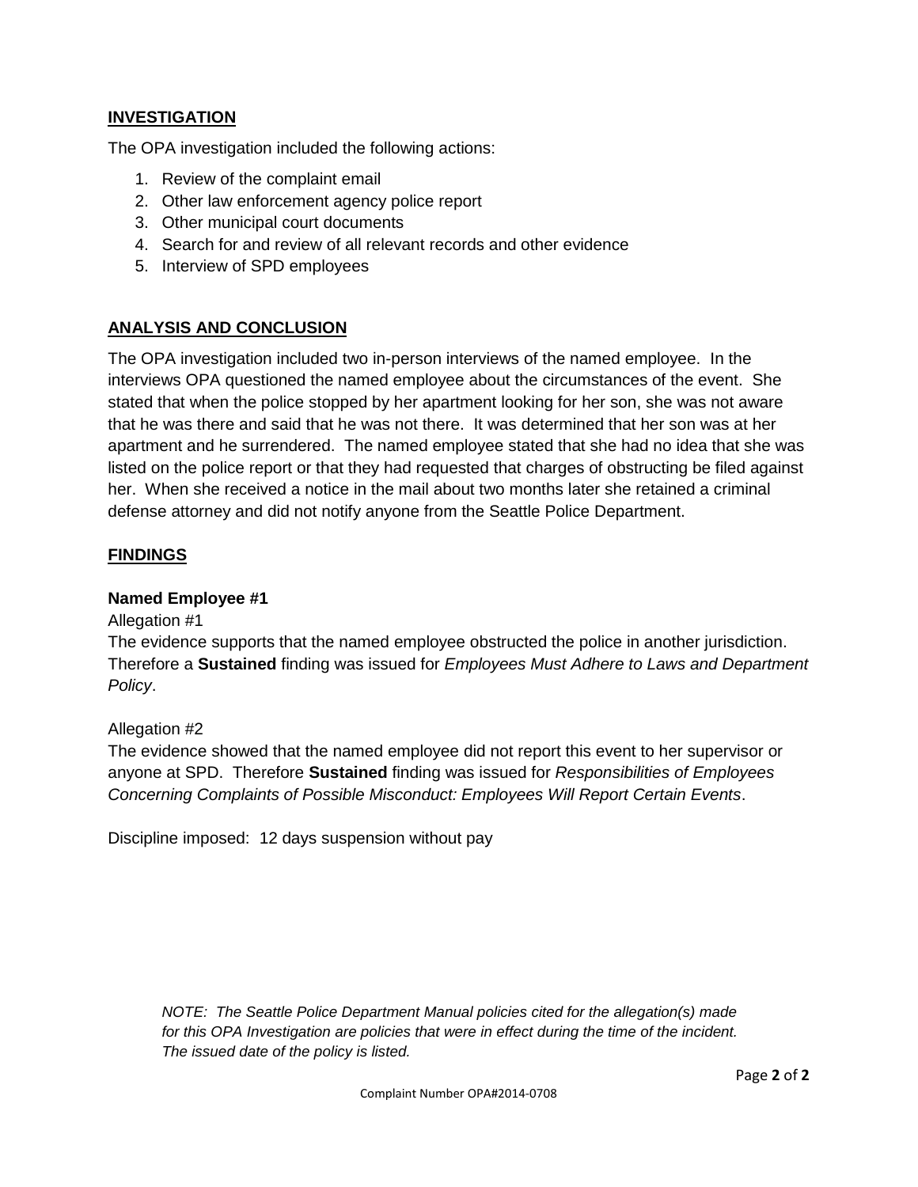## INVESTIGATION

The OPA investigation included the following actions:

1. Review of the complaint email
2. Other law enforcement agency police report
3. Other municipal court documents
4. Search for and review of all relevant records and other evidence
5. Interview of SPD employees

## ANALYSIS AND CONCLUSION

The OPA investigation included two in-person interviews of the named employee. In the interviews OPA questioned the named employee about the circumstances of the event. She stated that when the police stopped by her apartment looking for her son, she was not aware that he was there and said that he was not there. It was determined that her son was at her apartment and he surrendered. The named employee stated that she had no idea that she was listed on the police report or that they had requested that charges of obstructing be filed against her. When she received a notice in the mail about two months later she retained a criminal defense attorney and did not notify anyone from the Seattle Police Department.

## FINDINGS

**Named Employee #1**

Allegation #1

The evidence supports that the named employee obstructed the police in another jurisdiction. Therefore a **Sustained** finding was issued for *Employees Must Adhere to Laws and Department Policy*.

Allegation #2

The evidence showed that the named employee did not report this event to her supervisor or anyone at SPD. Therefore **Sustained** finding was issued for *Responsibilities of Employees Concerning Complaints of Possible Misconduct: Employees Will Report Certain Events*.

Discipline imposed: 12 days suspension without pay

*NOTE: The Seattle Police Department Manual policies cited for the allegation(s) made for this OPA Investigation are policies that were in effect during the time of the incident. The issued date of the policy is listed.*

Complaint Number OPA#2014-0708